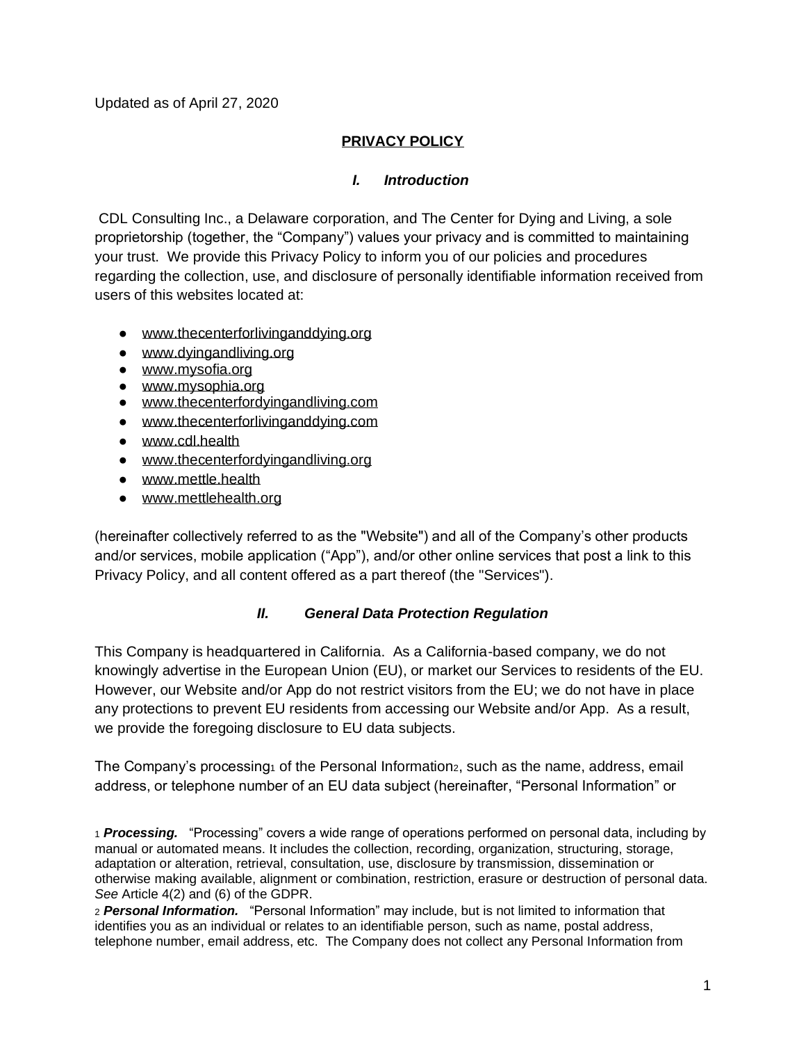Updated as of April 27, 2020

# PRIVACY POLICY

## *I. Introduction*

CDL Consulting Inc., a Delaware corporation, and The Center for Dying and Living, a sole proprietorship (together, the "Company") values your privacy and is committed to maintaining your trust. We provide this Privacy Policy to inform you of our policies and procedures regarding the collection, use, and disclosure of personally identifiable information received from users of this websites located at:

- www.thecenterforlivinganddying.org
- www.dyingandliving.org
- www.mysofia.org
- www.mysophia.org
- www.thecenterfordyingandliving.com
- www.thecenterforlivinganddying.com
- www.cdl.health
- www.thecenterfordyingandliving.org
- www.mettle.health
- www.mettlehealth.org

(hereinafter collectively referred to as the "Website") and all of the Company's other products and/or services, mobile application ("App"), and/or other online services that post a link to this Privacy Policy, and all content offered as a part thereof (the "Services").

## *II. General Data Protection Regulation*

This Company is headquartered in California. As a California-based company, we do not knowingly advertise in the European Union (EU), or market our Services to residents of the EU. However, our Website and/or App do not restrict visitors from the EU; we do not have in place any protections to prevent EU residents from accessing our Website and/or App. As a result, we provide the foregoing disclosure to EU data subjects.

The Company's processing[1] of the Personal Information[2], such as the name, address, email address, or telephone number of an EU data subject (hereinafter, "Personal Information" or

[1] ***Processing.*** "Processing" covers a wide range of operations performed on personal data, including by manual or automated means. It includes the collection, recording, organization, structuring, storage, adaptation or alteration, retrieval, consultation, use, disclosure by transmission, dissemination or otherwise making available, alignment or combination, restriction, erasure or destruction of personal data. *See* Article 4(2) and (6) of the GDPR.

[2] ***Personal Information.*** "Personal Information" may include, but is not limited to information that identifies you as an individual or relates to an identifiable person, such as name, postal address, telephone number, email address, etc. The Company does not collect any Personal Information from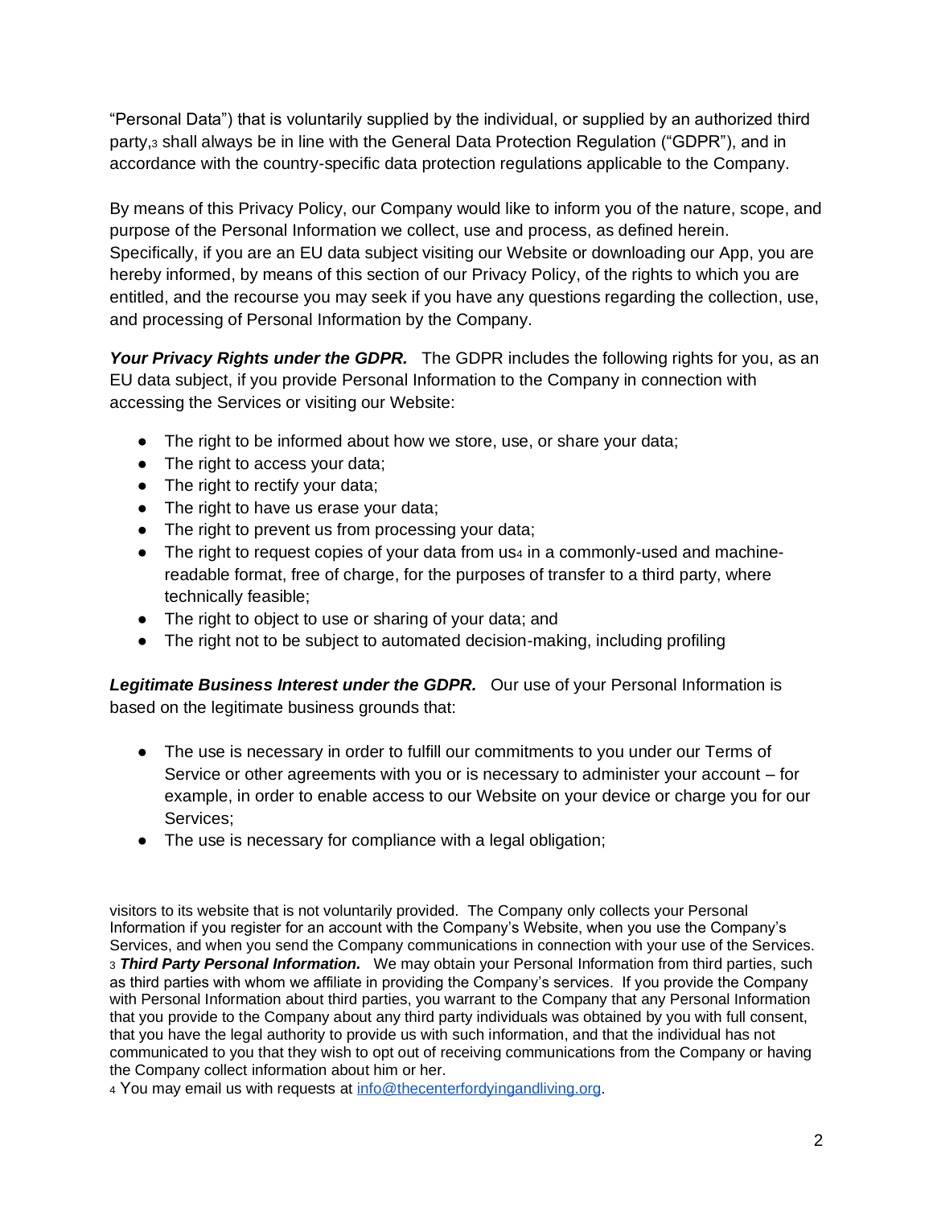"Personal Data") that is voluntarily supplied by the individual, or supplied by an authorized third party,[3] shall always be in line with the General Data Protection Regulation ("GDPR"), and in accordance with the country-specific data protection regulations applicable to the Company.

By means of this Privacy Policy, our Company would like to inform you of the nature, scope, and purpose of the Personal Information we collect, use and process, as defined herein. Specifically, if you are an EU data subject visiting our Website or downloading our App, you are hereby informed, by means of this section of our Privacy Policy, of the rights to which you are entitled, and the recourse you may seek if you have any questions regarding the collection, use, and processing of Personal Information by the Company.

***Your Privacy Rights under the GDPR.*** The GDPR includes the following rights for you, as an EU data subject, if you provide Personal Information to the Company in connection with accessing the Services or visiting our Website:

- The right to be informed about how we store, use, or share your data;
- The right to access your data;
- The right to rectify your data;
- The right to have us erase your data;
- The right to prevent us from processing your data;
- The right to request copies of your data from us[4] in a commonly-used and machine-readable format, free of charge, for the purposes of transfer to a third party, where technically feasible;
- The right to object to use or sharing of your data; and
- The right not to be subject to automated decision-making, including profiling

***Legitimate Business Interest under the GDPR.*** Our use of your Personal Information is based on the legitimate business grounds that:

- The use is necessary in order to fulfill our commitments to you under our Terms of Service or other agreements with you or is necessary to administer your account – for example, in order to enable access to our Website on your device or charge you for our Services;
- The use is necessary for compliance with a legal obligation;

visitors to its website that is not voluntarily provided. The Company only collects your Personal Information if you register for an account with the Company's Website, when you use the Company's Services, and when you send the Company communications in connection with your use of the Services.

[3] ***Third Party Personal Information.*** We may obtain your Personal Information from third parties, such as third parties with whom we affiliate in providing the Company's services. If you provide the Company with Personal Information about third parties, you warrant to the Company that any Personal Information that you provide to the Company about any third party individuals was obtained by you with full consent, that you have the legal authority to provide us with such information, and that the individual has not communicated to you that they wish to opt out of receiving communications from the Company or having the Company collect information about him or her.

[4] You may email us with requests at info@thecenterfordyingandliving.org.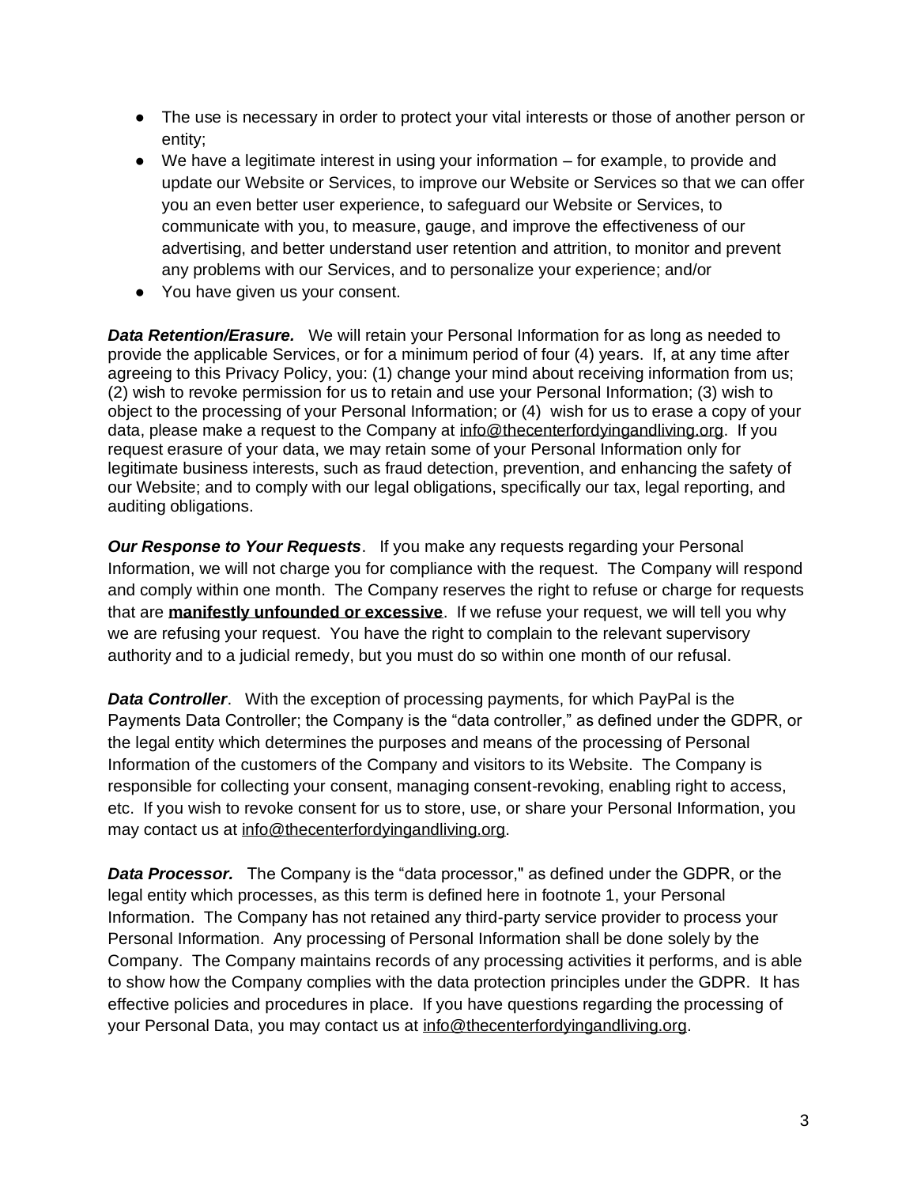- The use is necessary in order to protect your vital interests or those of another person or entity;
- We have a legitimate interest in using your information – for example, to provide and update our Website or Services, to improve our Website or Services so that we can offer you an even better user experience, to safeguard our Website or Services, to communicate with you, to measure, gauge, and improve the effectiveness of our advertising, and better understand user retention and attrition, to monitor and prevent any problems with our Services, and to personalize your experience; and/or
- You have given us your consent.

***Data Retention/Erasure.*** We will retain your Personal Information for as long as needed to provide the applicable Services, or for a minimum period of four (4) years. If, at any time after agreeing to this Privacy Policy, you: (1) change your mind about receiving information from us; (2) wish to revoke permission for us to retain and use your Personal Information; (3) wish to object to the processing of your Personal Information; or (4) wish for us to erase a copy of your data, please make a request to the Company at info@thecenterfordyingandliving.org. If you request erasure of your data, we may retain some of your Personal Information only for legitimate business interests, such as fraud detection, prevention, and enhancing the safety of our Website; and to comply with our legal obligations, specifically our tax, legal reporting, and auditing obligations.

***Our Response to Your Requests***. If you make any requests regarding your Personal Information, we will not charge you for compliance with the request. The Company will respond and comply within one month. The Company reserves the right to refuse or charge for requests that are **manifestly unfounded or excessive**. If we refuse your request, we will tell you why we are refusing your request. You have the right to complain to the relevant supervisory authority and to a judicial remedy, but you must do so within one month of our refusal.

***Data Controller***. With the exception of processing payments, for which PayPal is the Payments Data Controller; the Company is the "data controller," as defined under the GDPR, or the legal entity which determines the purposes and means of the processing of Personal Information of the customers of the Company and visitors to its Website. The Company is responsible for collecting your consent, managing consent-revoking, enabling right to access, etc. If you wish to revoke consent for us to store, use, or share your Personal Information, you may contact us at info@thecenterfordyingandliving.org.

***Data Processor.*** The Company is the "data processor," as defined under the GDPR, or the legal entity which processes, as this term is defined here in footnote 1, your Personal Information. The Company has not retained any third-party service provider to process your Personal Information. Any processing of Personal Information shall be done solely by the Company. The Company maintains records of any processing activities it performs, and is able to show how the Company complies with the data protection principles under the GDPR. It has effective policies and procedures in place. If you have questions regarding the processing of your Personal Data, you may contact us at info@thecenterfordyingandliving.org.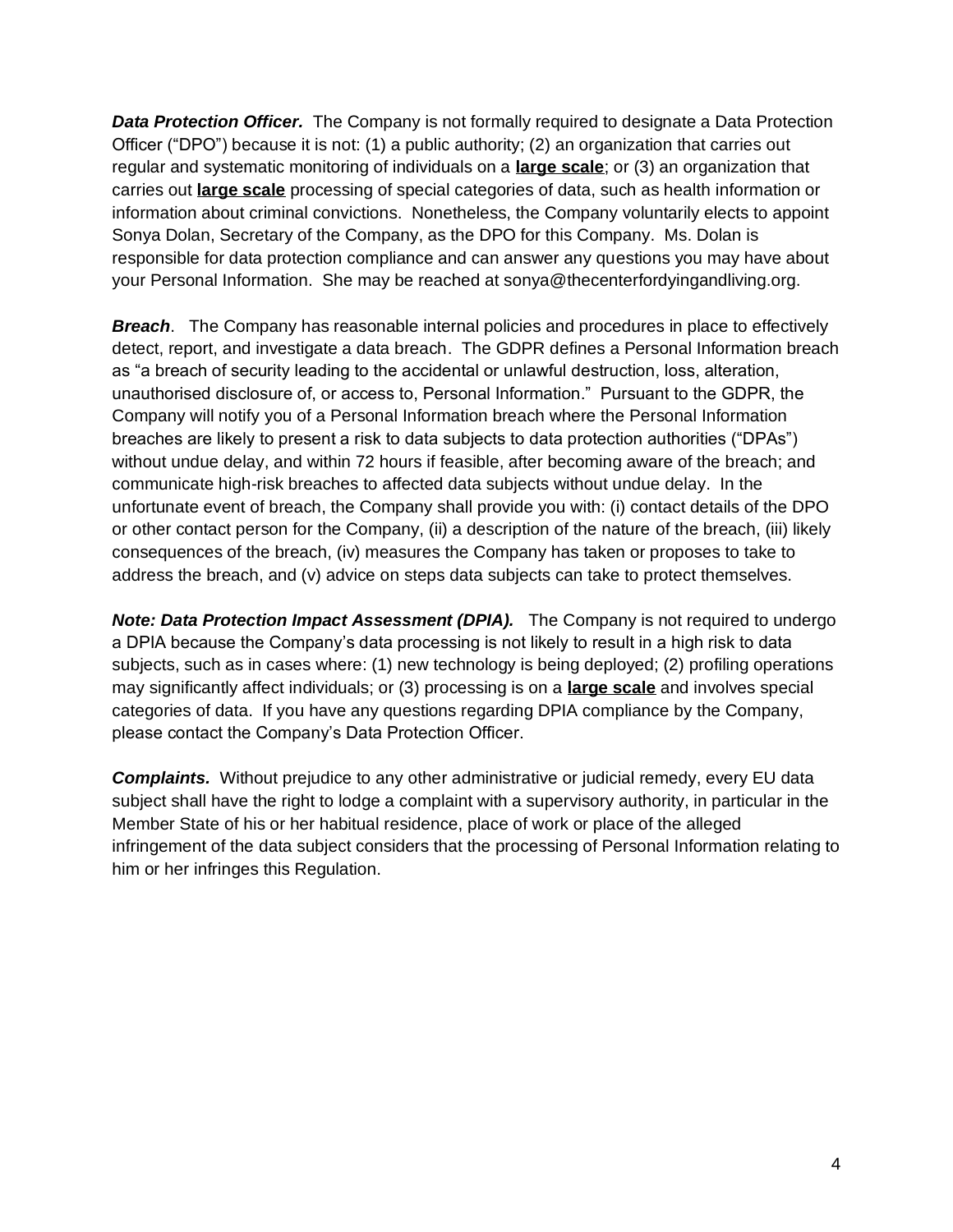***Data Protection Officer.*** The Company is not formally required to designate a Data Protection Officer ("DPO") because it is not: (1) a public authority; (2) an organization that carries out regular and systematic monitoring of individuals on a **large scale**; or (3) an organization that carries out **large scale** processing of special categories of data, such as health information or information about criminal convictions. Nonetheless, the Company voluntarily elects to appoint Sonya Dolan, Secretary of the Company, as the DPO for this Company. Ms. Dolan is responsible for data protection compliance and can answer any questions you may have about your Personal Information. She may be reached at sonya@thecenterfordyingandliving.org.

***Breach***. The Company has reasonable internal policies and procedures in place to effectively detect, report, and investigate a data breach. The GDPR defines a Personal Information breach as "a breach of security leading to the accidental or unlawful destruction, loss, alteration, unauthorised disclosure of, or access to, Personal Information." Pursuant to the GDPR, the Company will notify you of a Personal Information breach where the Personal Information breaches are likely to present a risk to data subjects to data protection authorities ("DPAs") without undue delay, and within 72 hours if feasible, after becoming aware of the breach; and communicate high-risk breaches to affected data subjects without undue delay. In the unfortunate event of breach, the Company shall provide you with: (i) contact details of the DPO or other contact person for the Company, (ii) a description of the nature of the breach, (iii) likely consequences of the breach, (iv) measures the Company has taken or proposes to take to address the breach, and (v) advice on steps data subjects can take to protect themselves.

***Note: Data Protection Impact Assessment (DPIA).*** The Company is not required to undergo a DPIA because the Company's data processing is not likely to result in a high risk to data subjects, such as in cases where: (1) new technology is being deployed; (2) profiling operations may significantly affect individuals; or (3) processing is on a **large scale** and involves special categories of data. If you have any questions regarding DPIA compliance by the Company, please contact the Company's Data Protection Officer.

***Complaints.*** Without prejudice to any other administrative or judicial remedy, every EU data subject shall have the right to lodge a complaint with a supervisory authority, in particular in the Member State of his or her habitual residence, place of work or place of the alleged infringement of the data subject considers that the processing of Personal Information relating to him or her infringes this Regulation.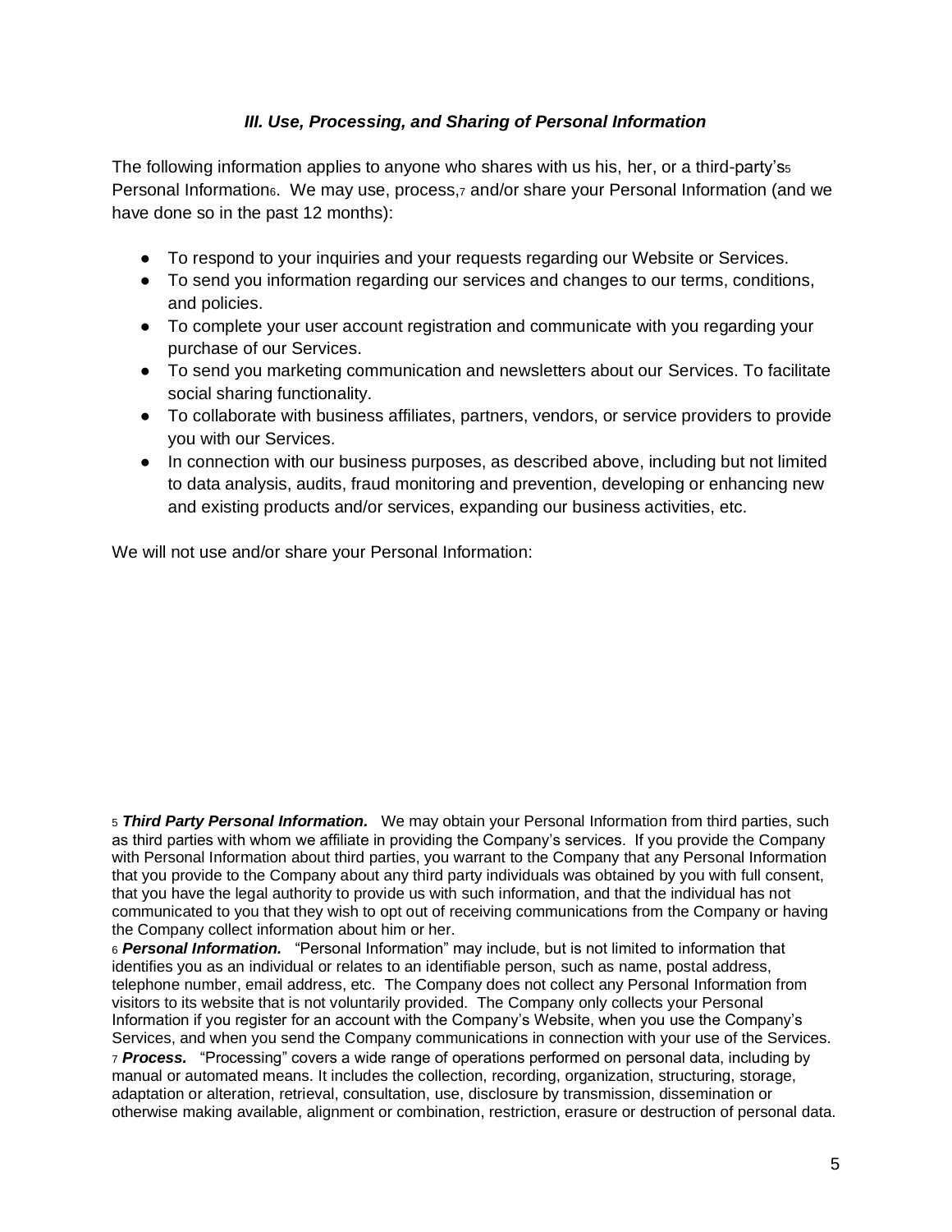### *III. Use, Processing, and Sharing of Personal Information*

The following information applies to anyone who shares with us his, her, or a third-party's[5] Personal Information[6]. We may use, process,[7] and/or share your Personal Information (and we have done so in the past 12 months):

- To respond to your inquiries and your requests regarding our Website or Services.
- To send you information regarding our services and changes to our terms, conditions, and policies.
- To complete your user account registration and communicate with you regarding your purchase of our Services.
- To send you marketing communication and newsletters about our Services. To facilitate social sharing functionality.
- To collaborate with business affiliates, partners, vendors, or service providers to provide you with our Services.
- In connection with our business purposes, as described above, including but not limited to data analysis, audits, fraud monitoring and prevention, developing or enhancing new and existing products and/or services, expanding our business activities, etc.

We will not use and/or share your Personal Information:

[5] ***Third Party Personal Information.*** We may obtain your Personal Information from third parties, such as third parties with whom we affiliate in providing the Company's services. If you provide the Company with Personal Information about third parties, you warrant to the Company that any Personal Information that you provide to the Company about any third party individuals was obtained by you with full consent, that you have the legal authority to provide us with such information, and that the individual has not communicated to you that they wish to opt out of receiving communications from the Company or having the Company collect information about him or her.

[6] ***Personal Information.*** "Personal Information" may include, but is not limited to information that identifies you as an individual or relates to an identifiable person, such as name, postal address, telephone number, email address, etc. The Company does not collect any Personal Information from visitors to its website that is not voluntarily provided. The Company only collects your Personal Information if you register for an account with the Company's Website, when you use the Company's Services, and when you send the Company communications in connection with your use of the Services.

[7] ***Process.*** "Processing" covers a wide range of operations performed on personal data, including by manual or automated means. It includes the collection, recording, organization, structuring, storage, adaptation or alteration, retrieval, consultation, use, disclosure by transmission, dissemination or otherwise making available, alignment or combination, restriction, erasure or destruction of personal data.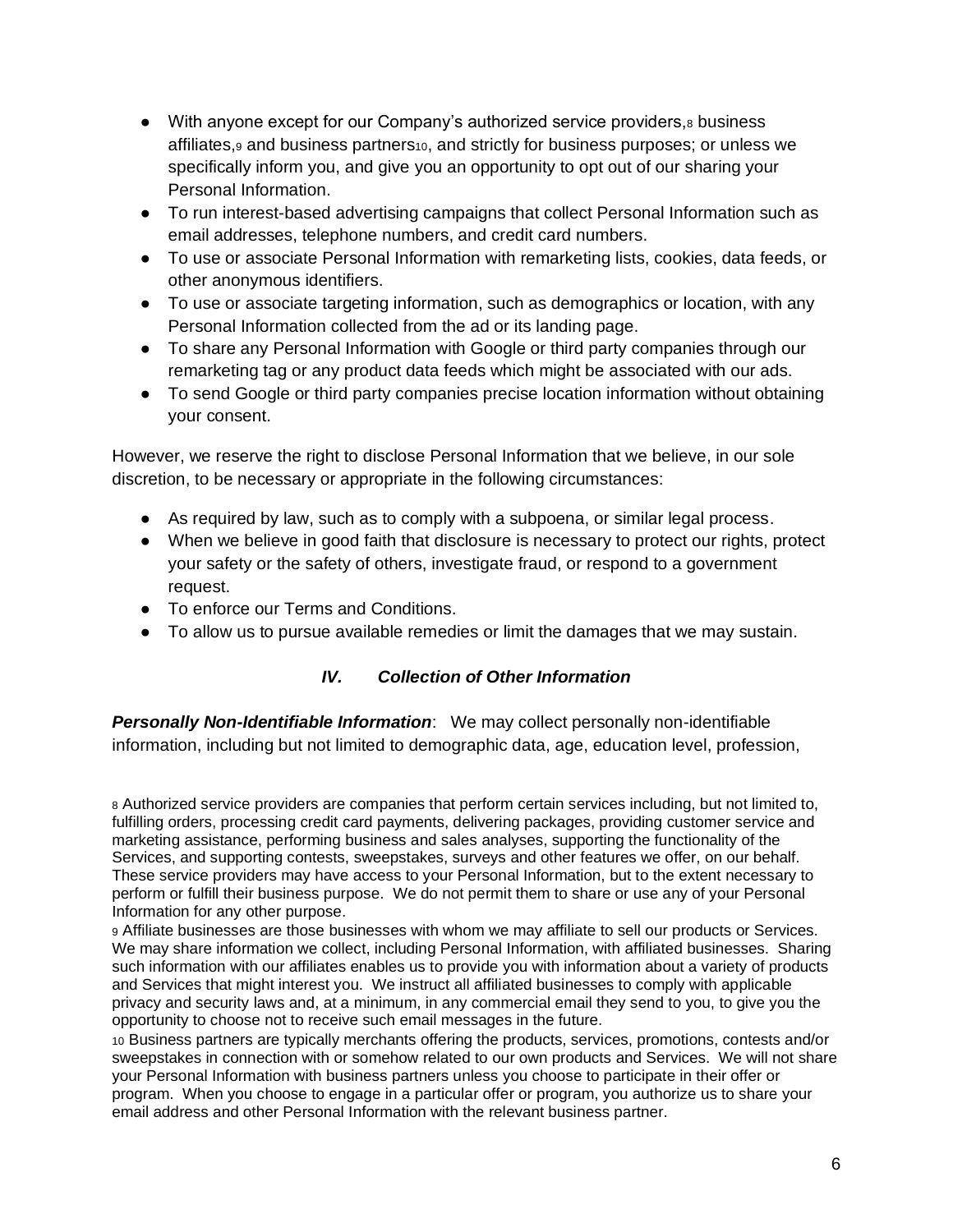- With anyone except for our Company's authorized service providers,[8] business affiliates,[9] and business partners[10], and strictly for business purposes; or unless we specifically inform you, and give you an opportunity to opt out of our sharing your Personal Information.
- To run interest-based advertising campaigns that collect Personal Information such as email addresses, telephone numbers, and credit card numbers.
- To use or associate Personal Information with remarketing lists, cookies, data feeds, or other anonymous identifiers.
- To use or associate targeting information, such as demographics or location, with any Personal Information collected from the ad or its landing page.
- To share any Personal Information with Google or third party companies through our remarketing tag or any product data feeds which might be associated with our ads.
- To send Google or third party companies precise location information without obtaining your consent.

However, we reserve the right to disclose Personal Information that we believe, in our sole discretion, to be necessary or appropriate in the following circumstances:

- As required by law, such as to comply with a subpoena, or similar legal process.
- When we believe in good faith that disclosure is necessary to protect our rights, protect your safety or the safety of others, investigate fraud, or respond to a government request.
- To enforce our Terms and Conditions.
- To allow us to pursue available remedies or limit the damages that we may sustain.

## *IV. Collection of Other Information*

***Personally Non-Identifiable Information***: We may collect personally non-identifiable information, including but not limited to demographic data, age, education level, profession,

[8] Authorized service providers are companies that perform certain services including, but not limited to, fulfilling orders, processing credit card payments, delivering packages, providing customer service and marketing assistance, performing business and sales analyses, supporting the functionality of the Services, and supporting contests, sweepstakes, surveys and other features we offer, on our behalf. These service providers may have access to your Personal Information, but to the extent necessary to perform or fulfill their business purpose. We do not permit them to share or use any of your Personal Information for any other purpose.

[9] Affiliate businesses are those businesses with whom we may affiliate to sell our products or Services. We may share information we collect, including Personal Information, with affiliated businesses. Sharing such information with our affiliates enables us to provide you with information about a variety of products and Services that might interest you. We instruct all affiliated businesses to comply with applicable privacy and security laws and, at a minimum, in any commercial email they send to you, to give you the opportunity to choose not to receive such email messages in the future.

[10] Business partners are typically merchants offering the products, services, promotions, contests and/or sweepstakes in connection with or somehow related to our own products and Services. We will not share your Personal Information with business partners unless you choose to participate in their offer or program. When you choose to engage in a particular offer or program, you authorize us to share your email address and other Personal Information with the relevant business partner.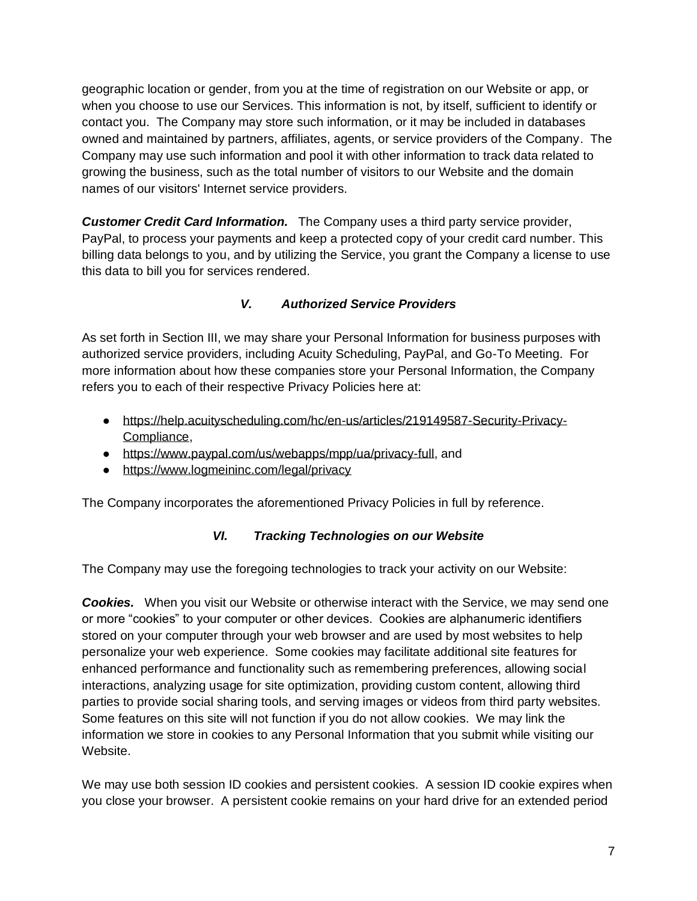geographic location or gender, from you at the time of registration on our Website or app, or when you choose to use our Services. This information is not, by itself, sufficient to identify or contact you. The Company may store such information, or it may be included in databases owned and maintained by partners, affiliates, agents, or service providers of the Company. The Company may use such information and pool it with other information to track data related to growing the business, such as the total number of visitors to our Website and the domain names of our visitors' Internet service providers.

***Customer Credit Card Information.*** The Company uses a third party service provider, PayPal, to process your payments and keep a protected copy of your credit card number. This billing data belongs to you, and by utilizing the Service, you grant the Company a license to use this data to bill you for services rendered.

### *V. Authorized Service Providers*

As set forth in Section III, we may share your Personal Information for business purposes with authorized service providers, including Acuity Scheduling, PayPal, and Go-To Meeting. For more information about how these companies store your Personal Information, the Company refers you to each of their respective Privacy Policies here at:

- https://help.acuityscheduling.com/hc/en-us/articles/219149587-Security-Privacy-Compliance,
- https://www.paypal.com/us/webapps/mpp/ua/privacy-full, and
- https://www.logmeininc.com/legal/privacy

The Company incorporates the aforementioned Privacy Policies in full by reference.

### *VI. Tracking Technologies on our Website*

The Company may use the foregoing technologies to track your activity on our Website:

***Cookies.*** When you visit our Website or otherwise interact with the Service, we may send one or more "cookies" to your computer or other devices. Cookies are alphanumeric identifiers stored on your computer through your web browser and are used by most websites to help personalize your web experience. Some cookies may facilitate additional site features for enhanced performance and functionality such as remembering preferences, allowing social interactions, analyzing usage for site optimization, providing custom content, allowing third parties to provide social sharing tools, and serving images or videos from third party websites. Some features on this site will not function if you do not allow cookies. We may link the information we store in cookies to any Personal Information that you submit while visiting our Website.

We may use both session ID cookies and persistent cookies. A session ID cookie expires when you close your browser. A persistent cookie remains on your hard drive for an extended period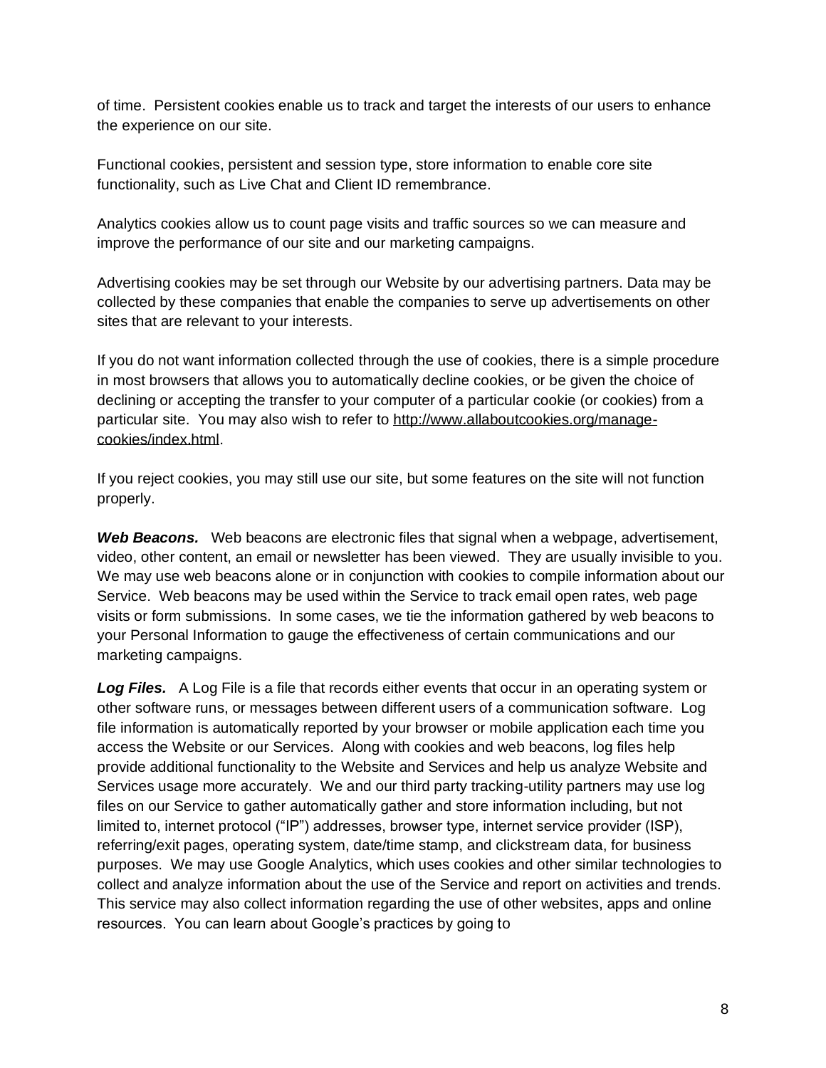of time. Persistent cookies enable us to track and target the interests of our users to enhance the experience on our site.

Functional cookies, persistent and session type, store information to enable core site functionality, such as Live Chat and Client ID remembrance.

Analytics cookies allow us to count page visits and traffic sources so we can measure and improve the performance of our site and our marketing campaigns.

Advertising cookies may be set through our Website by our advertising partners. Data may be collected by these companies that enable the companies to serve up advertisements on other sites that are relevant to your interests.

If you do not want information collected through the use of cookies, there is a simple procedure in most browsers that allows you to automatically decline cookies, or be given the choice of declining or accepting the transfer to your computer of a particular cookie (or cookies) from a particular site. You may also wish to refer to [http://www.allaboutcookies.org/manage-cookies/index.html](http://www.allaboutcookies.org/manage-cookies/index.html).

If you reject cookies, you may still use our site, but some features on the site will not function properly.

***Web Beacons.*** Web beacons are electronic files that signal when a webpage, advertisement, video, other content, an email or newsletter has been viewed. They are usually invisible to you. We may use web beacons alone or in conjunction with cookies to compile information about our Service. Web beacons may be used within the Service to track email open rates, web page visits or form submissions. In some cases, we tie the information gathered by web beacons to your Personal Information to gauge the effectiveness of certain communications and our marketing campaigns.

***Log Files.*** A Log File is a file that records either events that occur in an operating system or other software runs, or messages between different users of a communication software. Log file information is automatically reported by your browser or mobile application each time you access the Website or our Services. Along with cookies and web beacons, log files help provide additional functionality to the Website and Services and help us analyze Website and Services usage more accurately. We and our third party tracking-utility partners may use log files on our Service to gather automatically gather and store information including, but not limited to, internet protocol ("IP") addresses, browser type, internet service provider (ISP), referring/exit pages, operating system, date/time stamp, and clickstream data, for business purposes. We may use Google Analytics, which uses cookies and other similar technologies to collect and analyze information about the use of the Service and report on activities and trends. This service may also collect information regarding the use of other websites, apps and online resources. You can learn about Google's practices by going to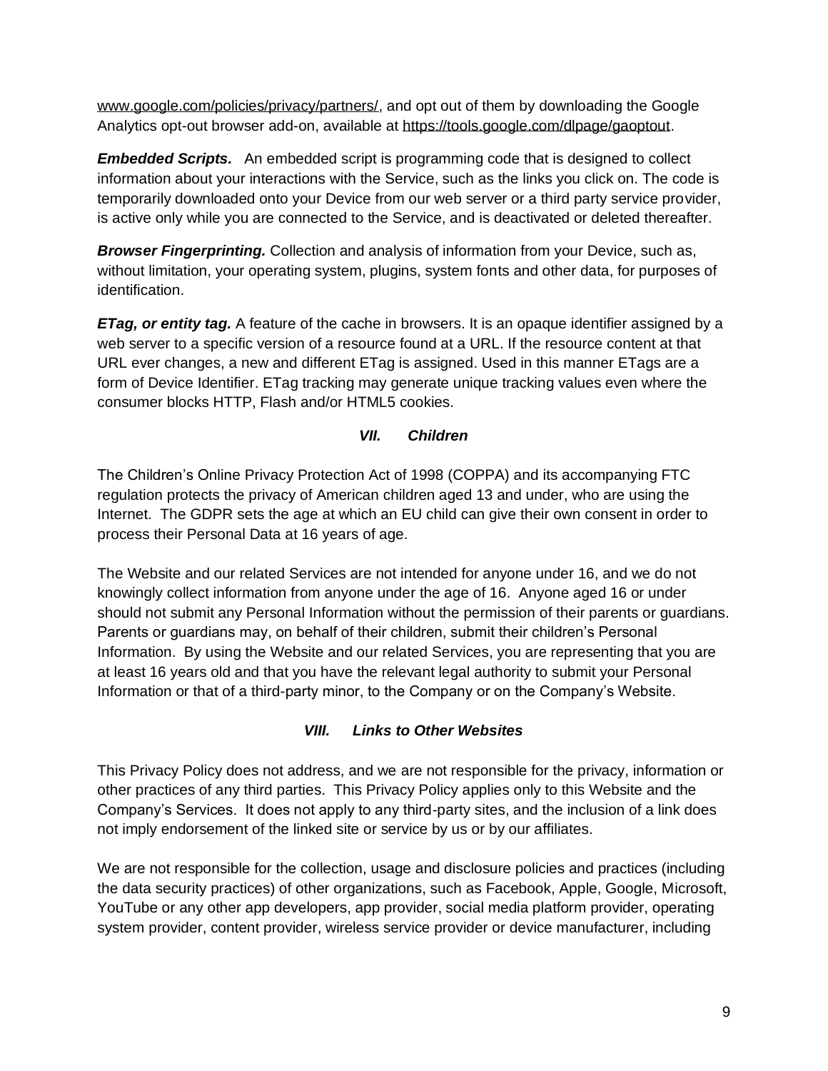www.google.com/policies/privacy/partners/, and opt out of them by downloading the Google Analytics opt-out browser add-on, available at https://tools.google.com/dlpage/gaoptout.

***Embedded Scripts.*** An embedded script is programming code that is designed to collect information about your interactions with the Service, such as the links you click on. The code is temporarily downloaded onto your Device from our web server or a third party service provider, is active only while you are connected to the Service, and is deactivated or deleted thereafter.

***Browser Fingerprinting.*** Collection and analysis of information from your Device, such as, without limitation, your operating system, plugins, system fonts and other data, for purposes of identification.

***ETag, or entity tag.*** A feature of the cache in browsers. It is an opaque identifier assigned by a web server to a specific version of a resource found at a URL. If the resource content at that URL ever changes, a new and different ETag is assigned. Used in this manner ETags are a form of Device Identifier. ETag tracking may generate unique tracking values even where the consumer blocks HTTP, Flash and/or HTML5 cookies.

## *VII. Children*

The Children's Online Privacy Protection Act of 1998 (COPPA) and its accompanying FTC regulation protects the privacy of American children aged 13 and under, who are using the Internet. The GDPR sets the age at which an EU child can give their own consent in order to process their Personal Data at 16 years of age.

The Website and our related Services are not intended for anyone under 16, and we do not knowingly collect information from anyone under the age of 16. Anyone aged 16 or under should not submit any Personal Information without the permission of their parents or guardians. Parents or guardians may, on behalf of their children, submit their children's Personal Information. By using the Website and our related Services, you are representing that you are at least 16 years old and that you have the relevant legal authority to submit your Personal Information or that of a third-party minor, to the Company or on the Company's Website.

## *VIII. Links to Other Websites*

This Privacy Policy does not address, and we are not responsible for the privacy, information or other practices of any third parties. This Privacy Policy applies only to this Website and the Company's Services. It does not apply to any third-party sites, and the inclusion of a link does not imply endorsement of the linked site or service by us or by our affiliates.

We are not responsible for the collection, usage and disclosure policies and practices (including the data security practices) of other organizations, such as Facebook, Apple, Google, Microsoft, YouTube or any other app developers, app provider, social media platform provider, operating system provider, content provider, wireless service provider or device manufacturer, including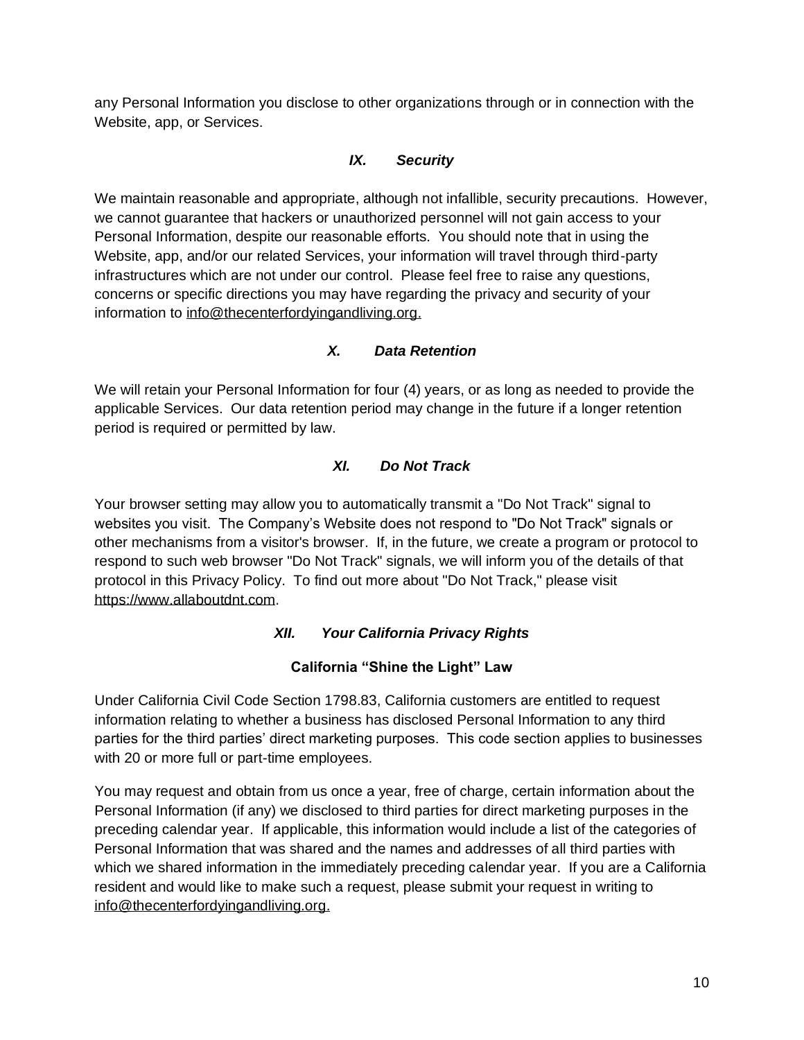any Personal Information you disclose to other organizations through or in connection with the Website, app, or Services.

## *IX. Security*

We maintain reasonable and appropriate, although not infallible, security precautions. However, we cannot guarantee that hackers or unauthorized personnel will not gain access to your Personal Information, despite our reasonable efforts. You should note that in using the Website, app, and/or our related Services, your information will travel through third-party infrastructures which are not under our control. Please feel free to raise any questions, concerns or specific directions you may have regarding the privacy and security of your information to info@thecenterfordyingandliving.org.

## *X. Data Retention*

We will retain your Personal Information for four (4) years, or as long as needed to provide the applicable Services. Our data retention period may change in the future if a longer retention period is required or permitted by law.

## *XI. Do Not Track*

Your browser setting may allow you to automatically transmit a "Do Not Track" signal to websites you visit. The Company's Website does not respond to "Do Not Track" signals or other mechanisms from a visitor's browser. If, in the future, we create a program or protocol to respond to such web browser "Do Not Track" signals, we will inform you of the details of that protocol in this Privacy Policy. To find out more about "Do Not Track," please visit https://www.allaboutdnt.com.

## *XII. Your California Privacy Rights*

### California "Shine the Light" Law

Under California Civil Code Section 1798.83, California customers are entitled to request information relating to whether a business has disclosed Personal Information to any third parties for the third parties' direct marketing purposes. This code section applies to businesses with 20 or more full or part-time employees.

You may request and obtain from us once a year, free of charge, certain information about the Personal Information (if any) we disclosed to third parties for direct marketing purposes in the preceding calendar year. If applicable, this information would include a list of the categories of Personal Information that was shared and the names and addresses of all third parties with which we shared information in the immediately preceding calendar year. If you are a California resident and would like to make such a request, please submit your request in writing to info@thecenterfordyingandliving.org.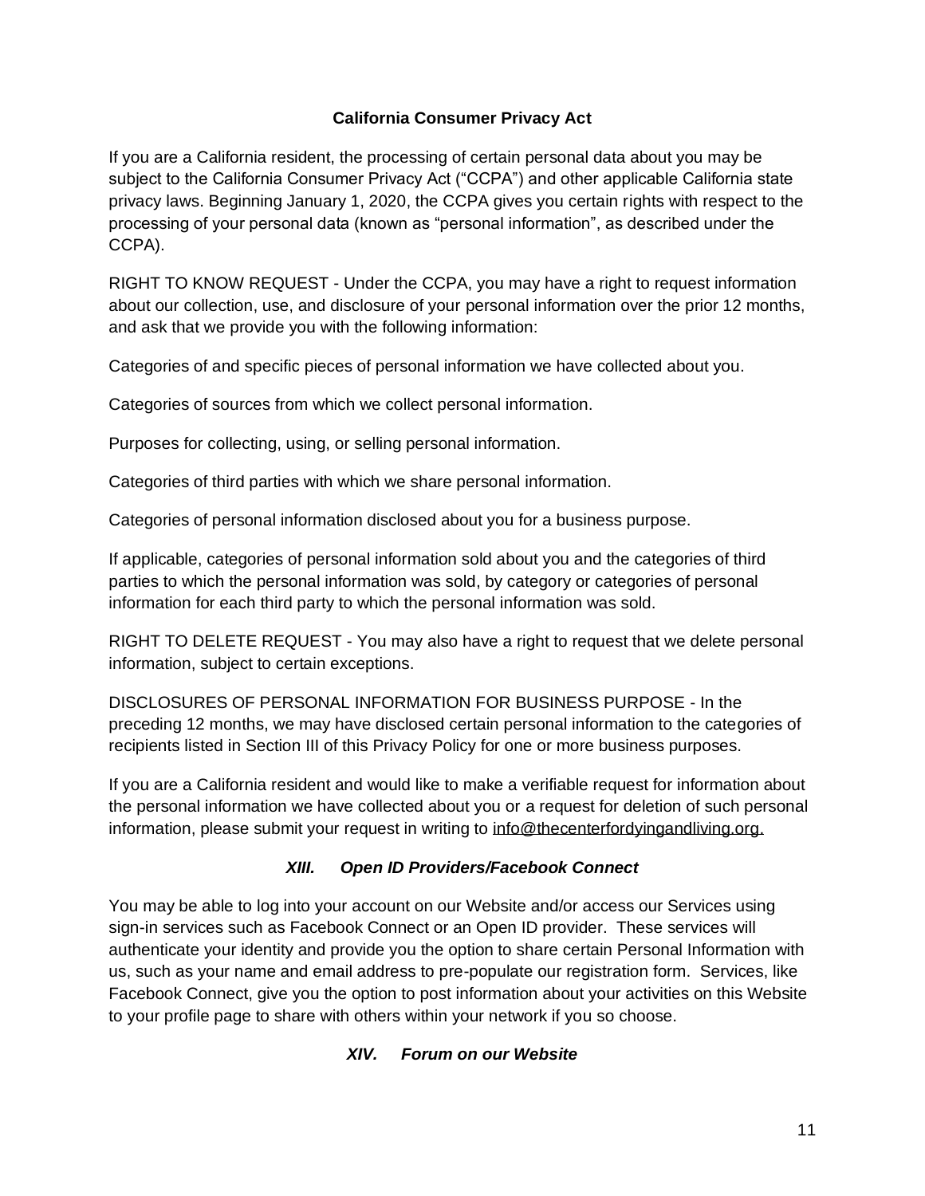### California Consumer Privacy Act

If you are a California resident, the processing of certain personal data about you may be subject to the California Consumer Privacy Act ("CCPA") and other applicable California state privacy laws. Beginning January 1, 2020, the CCPA gives you certain rights with respect to the processing of your personal data (known as "personal information", as described under the CCPA).

RIGHT TO KNOW REQUEST - Under the CCPA, you may have a right to request information about our collection, use, and disclosure of your personal information over the prior 12 months, and ask that we provide you with the following information:

Categories of and specific pieces of personal information we have collected about you.

Categories of sources from which we collect personal information.

Purposes for collecting, using, or selling personal information.

Categories of third parties with which we share personal information.

Categories of personal information disclosed about you for a business purpose.

If applicable, categories of personal information sold about you and the categories of third parties to which the personal information was sold, by category or categories of personal information for each third party to which the personal information was sold.

RIGHT TO DELETE REQUEST - You may also have a right to request that we delete personal information, subject to certain exceptions.

DISCLOSURES OF PERSONAL INFORMATION FOR BUSINESS PURPOSE - In the preceding 12 months, we may have disclosed certain personal information to the categories of recipients listed in Section III of this Privacy Policy for one or more business purposes.

If you are a California resident and would like to make a verifiable request for information about the personal information we have collected about you or a request for deletion of such personal information, please submit your request in writing to info@thecenterfordyingandliving.org.

## *XIII. Open ID Providers/Facebook Connect*

You may be able to log into your account on our Website and/or access our Services using sign-in services such as Facebook Connect or an Open ID provider. These services will authenticate your identity and provide you the option to share certain Personal Information with us, such as your name and email address to pre-populate our registration form. Services, like Facebook Connect, give you the option to post information about your activities on this Website to your profile page to share with others within your network if you so choose.

## *XIV. Forum on our Website*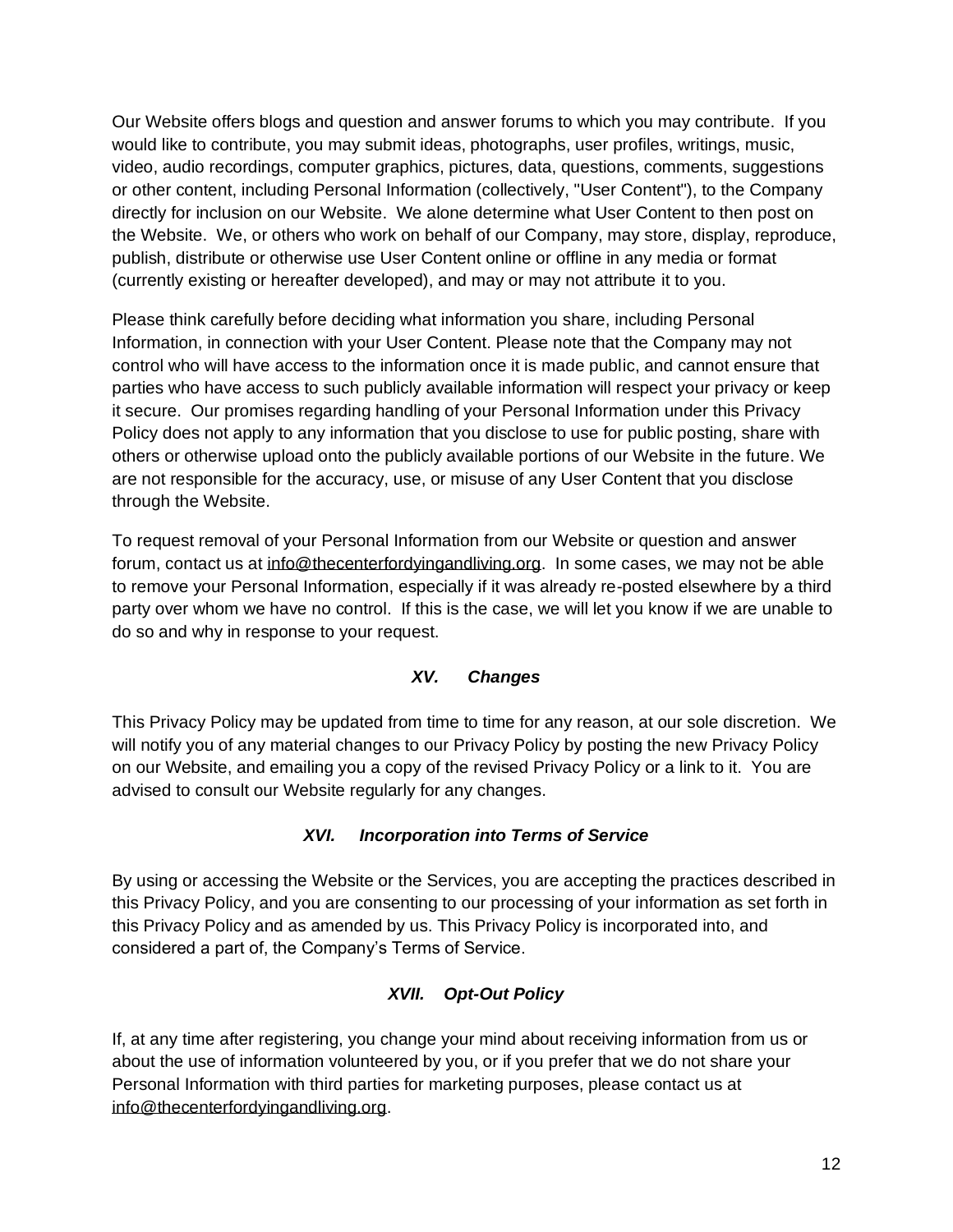Our Website offers blogs and question and answer forums to which you may contribute. If you would like to contribute, you may submit ideas, photographs, user profiles, writings, music, video, audio recordings, computer graphics, pictures, data, questions, comments, suggestions or other content, including Personal Information (collectively, "User Content"), to the Company directly for inclusion on our Website. We alone determine what User Content to then post on the Website. We, or others who work on behalf of our Company, may store, display, reproduce, publish, distribute or otherwise use User Content online or offline in any media or format (currently existing or hereafter developed), and may or may not attribute it to you.

Please think carefully before deciding what information you share, including Personal Information, in connection with your User Content. Please note that the Company may not control who will have access to the information once it is made public, and cannot ensure that parties who have access to such publicly available information will respect your privacy or keep it secure. Our promises regarding handling of your Personal Information under this Privacy Policy does not apply to any information that you disclose to use for public posting, share with others or otherwise upload onto the publicly available portions of our Website in the future. We are not responsible for the accuracy, use, or misuse of any User Content that you disclose through the Website.

To request removal of your Personal Information from our Website or question and answer forum, contact us at info@thecenterfordyingandliving.org. In some cases, we may not be able to remove your Personal Information, especially if it was already re-posted elsewhere by a third party over whom we have no control. If this is the case, we will let you know if we are unable to do so and why in response to your request.

## ***XV. Changes***

This Privacy Policy may be updated from time to time for any reason, at our sole discretion. We will notify you of any material changes to our Privacy Policy by posting the new Privacy Policy on our Website, and emailing you a copy of the revised Privacy Policy or a link to it. You are advised to consult our Website regularly for any changes.

## ***XVI. Incorporation into Terms of Service***

By using or accessing the Website or the Services, you are accepting the practices described in this Privacy Policy, and you are consenting to our processing of your information as set forth in this Privacy Policy and as amended by us. This Privacy Policy is incorporated into, and considered a part of, the Company's Terms of Service.

## ***XVII. Opt-Out Policy***

If, at any time after registering, you change your mind about receiving information from us or about the use of information volunteered by you, or if you prefer that we do not share your Personal Information with third parties for marketing purposes, please contact us at info@thecenterfordyingandliving.org.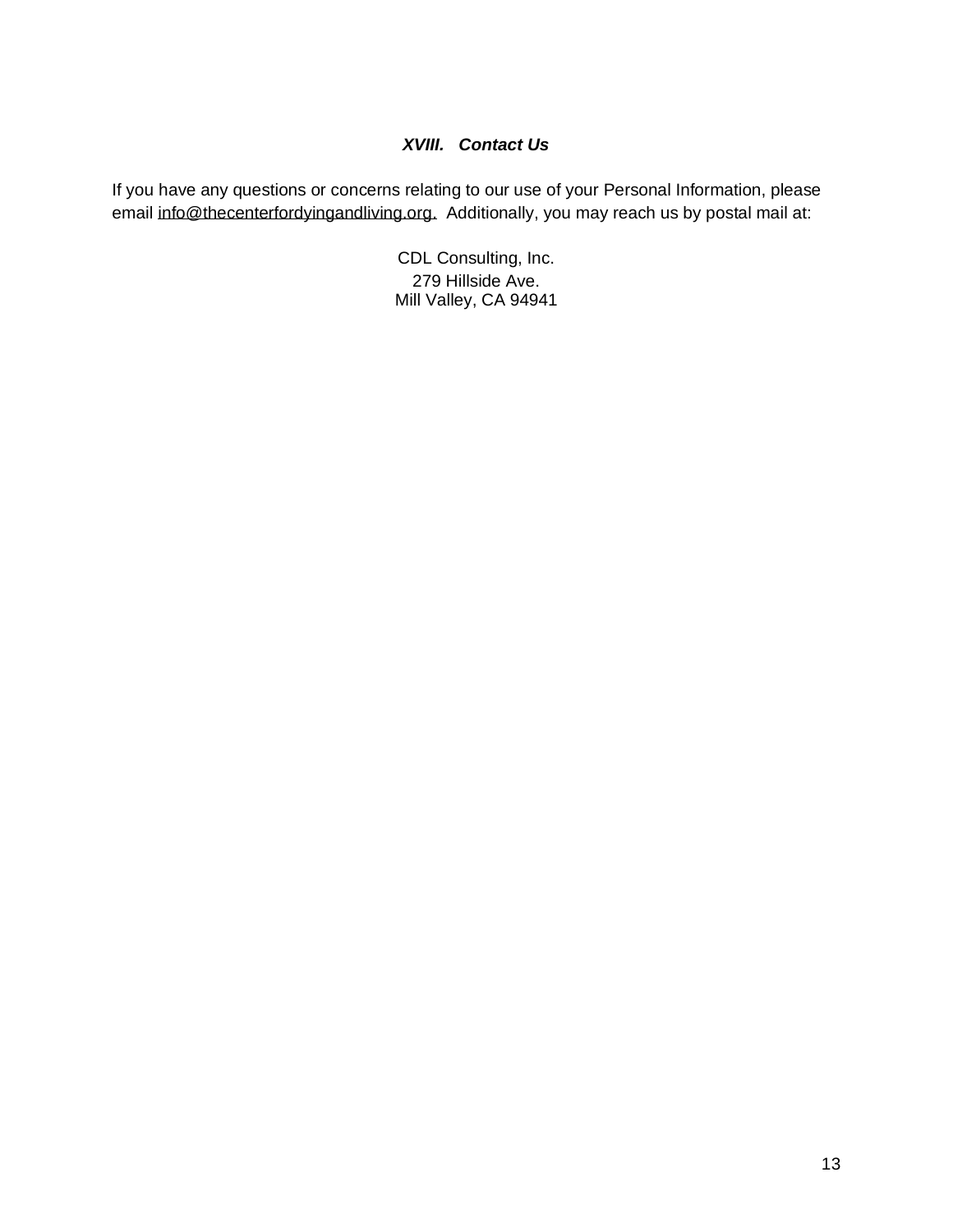### ***XVIII. Contact Us***

If you have any questions or concerns relating to our use of your Personal Information, please email info@thecenterfordyingandliving.org. Additionally, you may reach us by postal mail at:

CDL Consulting, Inc.
279 Hillside Ave.
Mill Valley, CA 94941